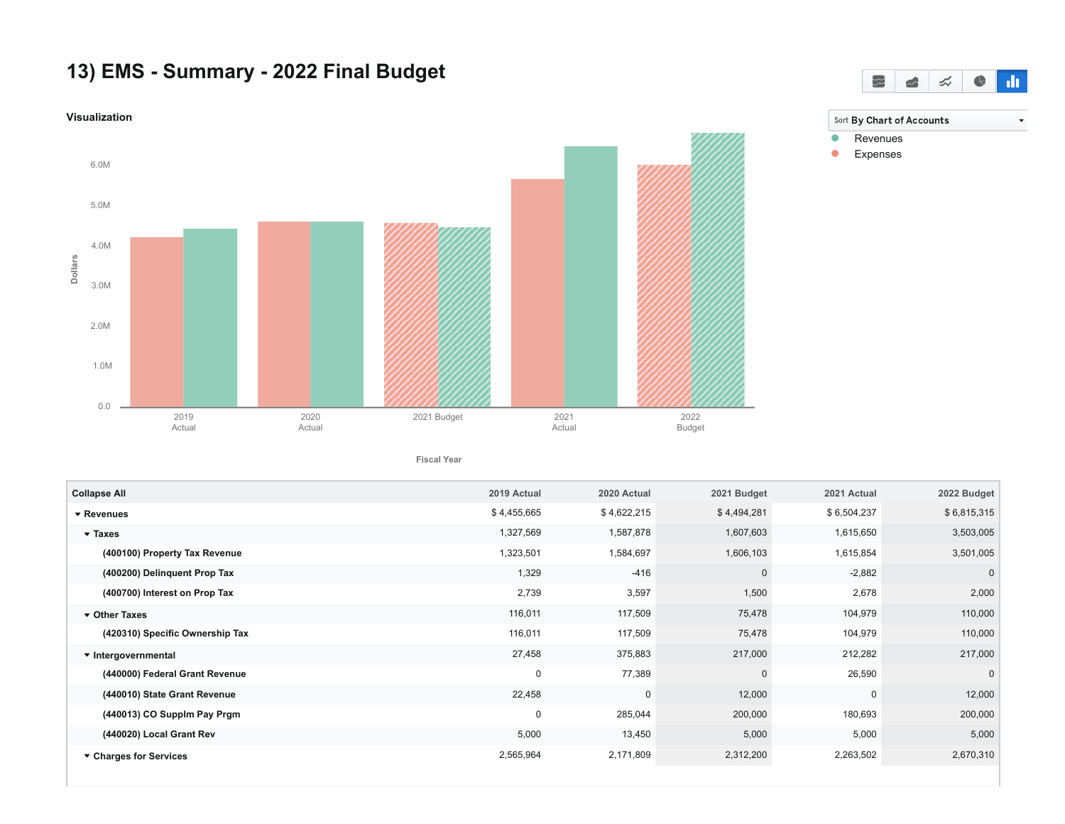# 13) EMS - Summary - 2022 Final Budget

## Visualization

Sort By Chart of Accounts

- Revenues
- Expenses

Dollars

6.0M
5.0M
4.0M
3.0M
2.0M
1.0M
0.0

2019 Actual | 2020 Actual | 2021 Budget | 2021 Actual | 2022 Budget

Fiscal Year

| Collapse All | 2019 Actual | 2020 Actual | 2021 Budget | 2021 Actual | 2022 Budget |
|---|---|---|---|---|---|
| ▾ Revenues | $ 4,455,665 | $ 4,622,215 | $ 4,494,281 | $ 6,504,237 | $ 6,815,315 |
| ▾ Taxes | 1,327,569 | 1,587,878 | 1,607,603 | 1,615,650 | 3,503,005 |
| (400100) Property Tax Revenue | 1,323,501 | 1,584,697 | 1,606,103 | 1,615,854 | 3,501,005 |
| (400200) Delinquent Prop Tax | 1,329 | -416 | 0 | -2,882 | 0 |
| (400700) Interest on Prop Tax | 2,739 | 3,597 | 1,500 | 2,678 | 2,000 |
| ▾ Other Taxes | 116,011 | 117,509 | 75,478 | 104,979 | 110,000 |
| (420310) Specific Ownership Tax | 116,011 | 117,509 | 75,478 | 104,979 | 110,000 |
| ▾ Intergovernmental | 27,458 | 375,883 | 217,000 | 212,282 | 217,000 |
| (440000) Federal Grant Revenue | 0 | 77,389 | 0 | 26,590 | 0 |
| (440010) State Grant Revenue | 22,458 | 0 | 12,000 | 0 | 12,000 |
| (440013) CO Supplm Pay Prgm | 0 | 285,044 | 200,000 | 180,693 | 200,000 |
| (440020) Local Grant Rev | 5,000 | 13,450 | 5,000 | 5,000 | 5,000 |
| ▾ Charges for Services | 2,565,964 | 2,171,809 | 2,312,200 | 2,263,502 | 2,670,310 |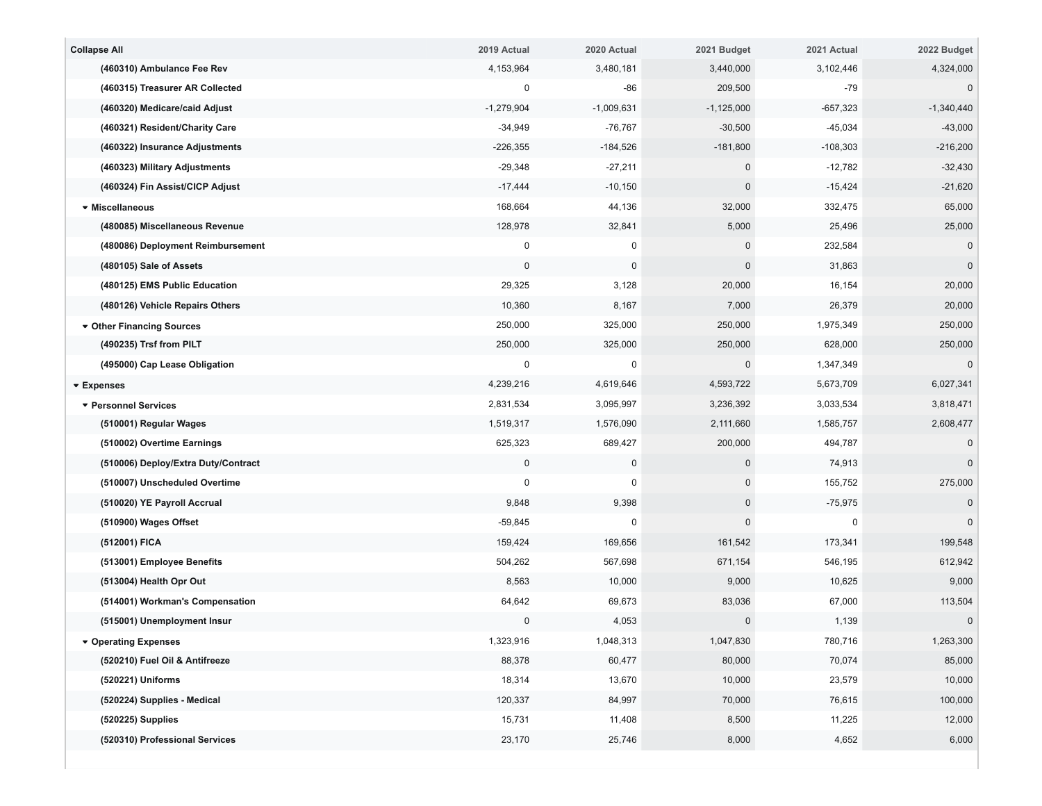| Collapse All | 2019 Actual | 2020 Actual | 2021 Budget | 2021 Actual | 2022 Budget |
|---|---|---|---|---|---|
| (460310) Ambulance Fee Rev | 4,153,964 | 3,480,181 | 3,440,000 | 3,102,446 | 4,324,000 |
| (460315) Treasurer AR Collected | 0 | -86 | 209,500 | -79 | 0 |
| (460320) Medicare/caid Adjust | -1,279,904 | -1,009,631 | -1,125,000 | -657,323 | -1,340,440 |
| (460321) Resident/Charity Care | -34,949 | -76,767 | -30,500 | -45,034 | -43,000 |
| (460322) Insurance Adjustments | -226,355 | -184,526 | -181,800 | -108,303 | -216,200 |
| (460323) Military Adjustments | -29,348 | -27,211 | 0 | -12,782 | -32,430 |
| (460324) Fin Assist/CICP Adjust | -17,444 | -10,150 | 0 | -15,424 | -21,620 |
| ▾ Miscellaneous | 168,664 | 44,136 | 32,000 | 332,475 | 65,000 |
| (480085) Miscellaneous Revenue | 128,978 | 32,841 | 5,000 | 25,496 | 25,000 |
| (480086) Deployment Reimbursement | 0 | 0 | 0 | 232,584 | 0 |
| (480105) Sale of Assets | 0 | 0 | 0 | 31,863 | 0 |
| (480125) EMS Public Education | 29,325 | 3,128 | 20,000 | 16,154 | 20,000 |
| (480126) Vehicle Repairs Others | 10,360 | 8,167 | 7,000 | 26,379 | 20,000 |
| ▾ Other Financing Sources | 250,000 | 325,000 | 250,000 | 1,975,349 | 250,000 |
| (490235) Trsf from PILT | 250,000 | 325,000 | 250,000 | 628,000 | 250,000 |
| (495000) Cap Lease Obligation | 0 | 0 | 0 | 1,347,349 | 0 |
| ▾ Expenses | 4,239,216 | 4,619,646 | 4,593,722 | 5,673,709 | 6,027,341 |
| ▾ Personnel Services | 2,831,534 | 3,095,997 | 3,236,392 | 3,033,534 | 3,818,471 |
| (510001) Regular Wages | 1,519,317 | 1,576,090 | 2,111,660 | 1,585,757 | 2,608,477 |
| (510002) Overtime Earnings | 625,323 | 689,427 | 200,000 | 494,787 | 0 |
| (510006) Deploy/Extra Duty/Contract | 0 | 0 | 0 | 74,913 | 0 |
| (510007) Unscheduled Overtime | 0 | 0 | 0 | 155,752 | 275,000 |
| (510020) YE Payroll Accrual | 9,848 | 9,398 | 0 | -75,975 | 0 |
| (510900) Wages Offset | -59,845 | 0 | 0 | 0 | 0 |
| (512001) FICA | 159,424 | 169,656 | 161,542 | 173,341 | 199,548 |
| (513001) Employee Benefits | 504,262 | 567,698 | 671,154 | 546,195 | 612,942 |
| (513004) Health Opr Out | 8,563 | 10,000 | 9,000 | 10,625 | 9,000 |
| (514001) Workman's Compensation | 64,642 | 69,673 | 83,036 | 67,000 | 113,504 |
| (515001) Unemployment Insur | 0 | 4,053 | 0 | 1,139 | 0 |
| ▾ Operating Expenses | 1,323,916 | 1,048,313 | 1,047,830 | 780,716 | 1,263,300 |
| (520210) Fuel Oil & Antifreeze | 88,378 | 60,477 | 80,000 | 70,074 | 85,000 |
| (520221) Uniforms | 18,314 | 13,670 | 10,000 | 23,579 | 10,000 |
| (520224) Supplies - Medical | 120,337 | 84,997 | 70,000 | 76,615 | 100,000 |
| (520225) Supplies | 15,731 | 11,408 | 8,500 | 11,225 | 12,000 |
| (520310) Professional Services | 23,170 | 25,746 | 8,000 | 4,652 | 6,000 |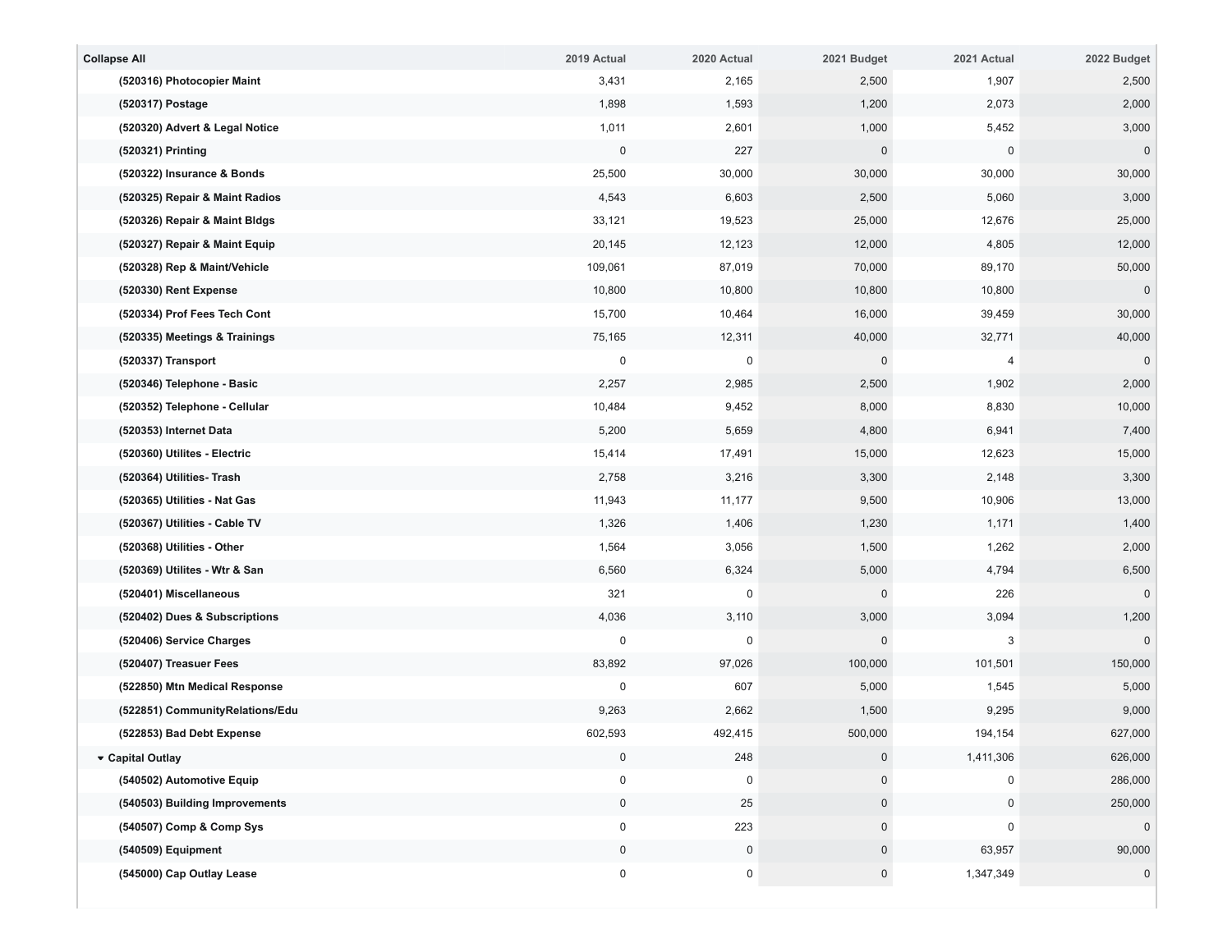| Collapse All | 2019 Actual | 2020 Actual | 2021 Budget | 2021 Actual | 2022 Budget |
|---|---|---|---|---|---|
| (520316) Photocopier Maint | 3,431 | 2,165 | 2,500 | 1,907 | 2,500 |
| (520317) Postage | 1,898 | 1,593 | 1,200 | 2,073 | 2,000 |
| (520320) Advert & Legal Notice | 1,011 | 2,601 | 1,000 | 5,452 | 3,000 |
| (520321) Printing | 0 | 227 | 0 | 0 | 0 |
| (520322) Insurance & Bonds | 25,500 | 30,000 | 30,000 | 30,000 | 30,000 |
| (520325) Repair & Maint Radios | 4,543 | 6,603 | 2,500 | 5,060 | 3,000 |
| (520326) Repair & Maint Bldgs | 33,121 | 19,523 | 25,000 | 12,676 | 25,000 |
| (520327) Repair & Maint Equip | 20,145 | 12,123 | 12,000 | 4,805 | 12,000 |
| (520328) Rep & Maint/Vehicle | 109,061 | 87,019 | 70,000 | 89,170 | 50,000 |
| (520330) Rent Expense | 10,800 | 10,800 | 10,800 | 10,800 | 0 |
| (520334) Prof Fees Tech Cont | 15,700 | 10,464 | 16,000 | 39,459 | 30,000 |
| (520335) Meetings & Trainings | 75,165 | 12,311 | 40,000 | 32,771 | 40,000 |
| (520337) Transport | 0 | 0 | 0 | 4 | 0 |
| (520346) Telephone - Basic | 2,257 | 2,985 | 2,500 | 1,902 | 2,000 |
| (520352) Telephone - Cellular | 10,484 | 9,452 | 8,000 | 8,830 | 10,000 |
| (520353) Internet Data | 5,200 | 5,659 | 4,800 | 6,941 | 7,400 |
| (520360) Utilites - Electric | 15,414 | 17,491 | 15,000 | 12,623 | 15,000 |
| (520364) Utilities- Trash | 2,758 | 3,216 | 3,300 | 2,148 | 3,300 |
| (520365) Utilities - Nat Gas | 11,943 | 11,177 | 9,500 | 10,906 | 13,000 |
| (520367) Utilities - Cable TV | 1,326 | 1,406 | 1,230 | 1,171 | 1,400 |
| (520368) Utilities - Other | 1,564 | 3,056 | 1,500 | 1,262 | 2,000 |
| (520369) Utilites - Wtr & San | 6,560 | 6,324 | 5,000 | 4,794 | 6,500 |
| (520401) Miscellaneous | 321 | 0 | 0 | 226 | 0 |
| (520402) Dues & Subscriptions | 4,036 | 3,110 | 3,000 | 3,094 | 1,200 |
| (520406) Service Charges | 0 | 0 | 0 | 3 | 0 |
| (520407) Treasuer Fees | 83,892 | 97,026 | 100,000 | 101,501 | 150,000 |
| (522850) Mtn Medical Response | 0 | 607 | 5,000 | 1,545 | 5,000 |
| (522851) CommunityRelations/Edu | 9,263 | 2,662 | 1,500 | 9,295 | 9,000 |
| (522853) Bad Debt Expense | 602,593 | 492,415 | 500,000 | 194,154 | 627,000 |
| ▾ Capital Outlay | 0 | 248 | 0 | 1,411,306 | 626,000 |
| (540502) Automotive Equip | 0 | 0 | 0 | 0 | 286,000 |
| (540503) Building Improvements | 0 | 25 | 0 | 0 | 250,000 |
| (540507) Comp & Comp Sys | 0 | 223 | 0 | 0 | 0 |
| (540509) Equipment | 0 | 0 | 0 | 63,957 | 90,000 |
| (545000) Cap Outlay Lease | 0 | 0 | 0 | 1,347,349 | 0 |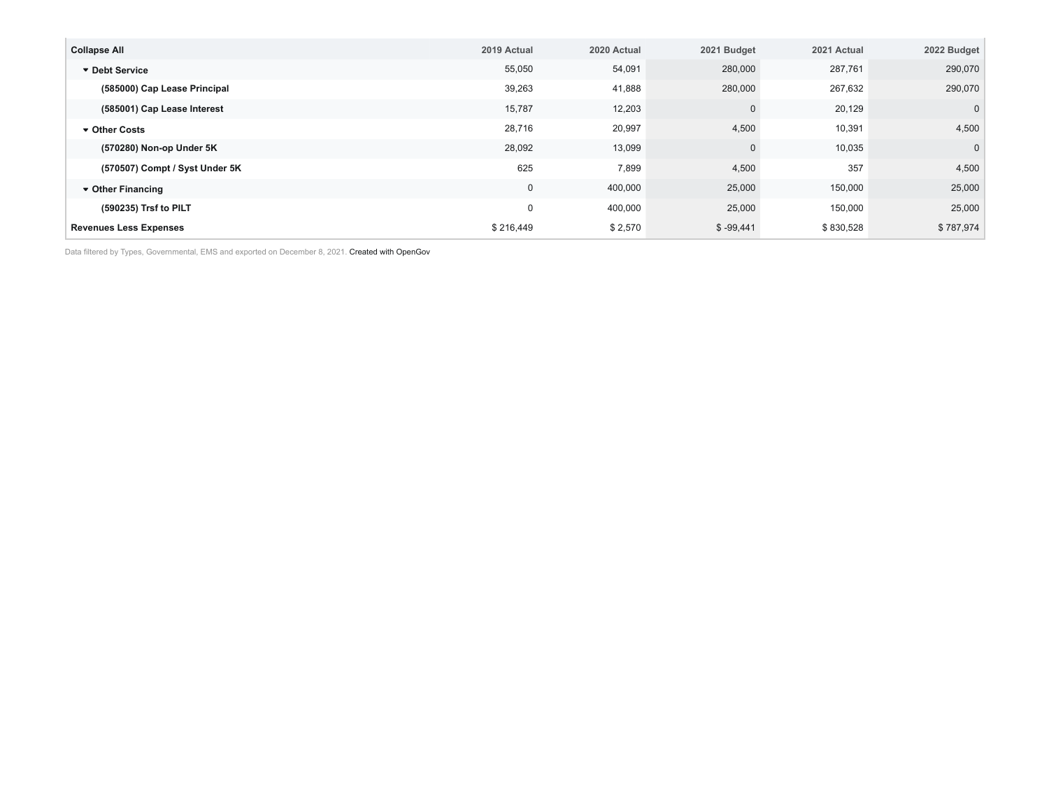| Collapse All | 2019 Actual | 2020 Actual | 2021 Budget | 2021 Actual | 2022 Budget |
|---|---|---|---|---|---|
| ▾ Debt Service | 55,050 | 54,091 | 280,000 | 287,761 | 290,070 |
| (585000) Cap Lease Principal | 39,263 | 41,888 | 280,000 | 267,632 | 290,070 |
| (585001) Cap Lease Interest | 15,787 | 12,203 | 0 | 20,129 | 0 |
| ▾ Other Costs | 28,716 | 20,997 | 4,500 | 10,391 | 4,500 |
| (570280) Non-op Under 5K | 28,092 | 13,099 | 0 | 10,035 | 0 |
| (570507) Compt / Syst Under 5K | 625 | 7,899 | 4,500 | 357 | 4,500 |
| ▾ Other Financing | 0 | 400,000 | 25,000 | 150,000 | 25,000 |
| (590235) Trsf to PILT | 0 | 400,000 | 25,000 | 150,000 | 25,000 |
| **Revenues Less Expenses** | $ 216,449 | $ 2,570 | $ -99,441 | $ 830,528 | $ 787,974 |

Data filtered by Types, Governmental, EMS and exported on December 8, 2021. Created with OpenGov